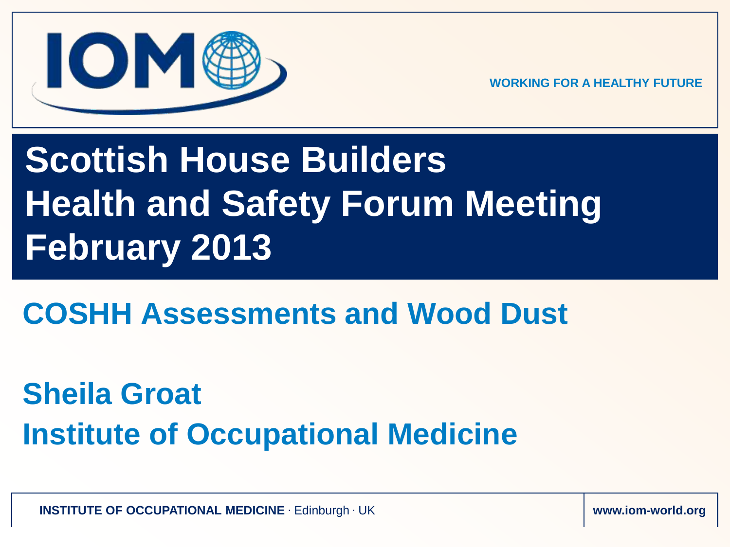IOM

WORKING FOR A HEALTHY FUTURE

# Scottish House Builders Health and Safety Forum Meeting February 2013

## COSHH Assessments and Wood Dust

**Sheila Groat**

**Institute of Occupational Medicine**

**INSTITUTE OF OCCUPATIONAL MEDICINE** · Edinburgh · UK

**www.iom-world.org**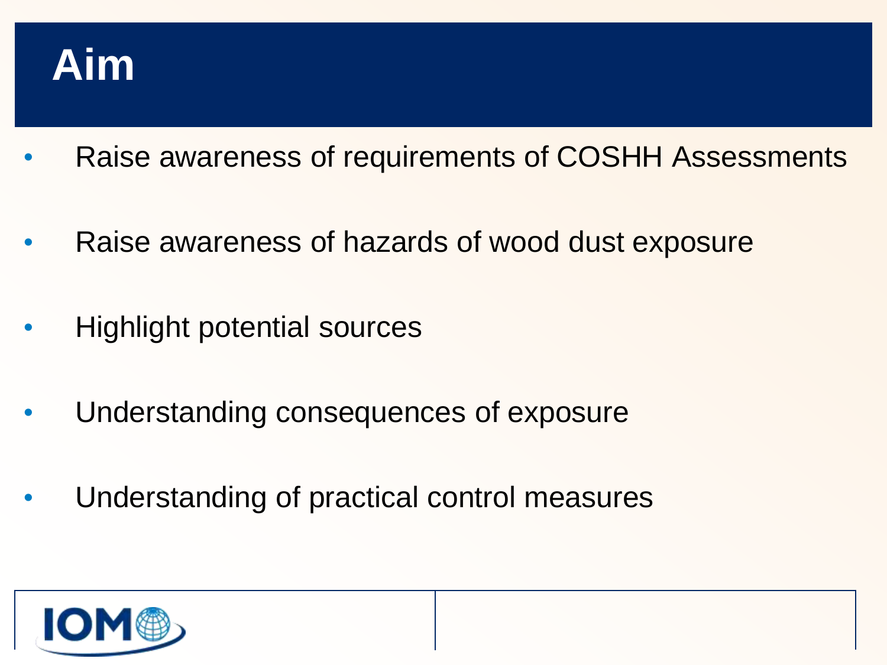# Aim

- Raise awareness of requirements of COSHH Assessments
- Raise awareness of hazards of wood dust exposure
- Highlight potential sources
- Understanding consequences of exposure
- Understanding of practical control measures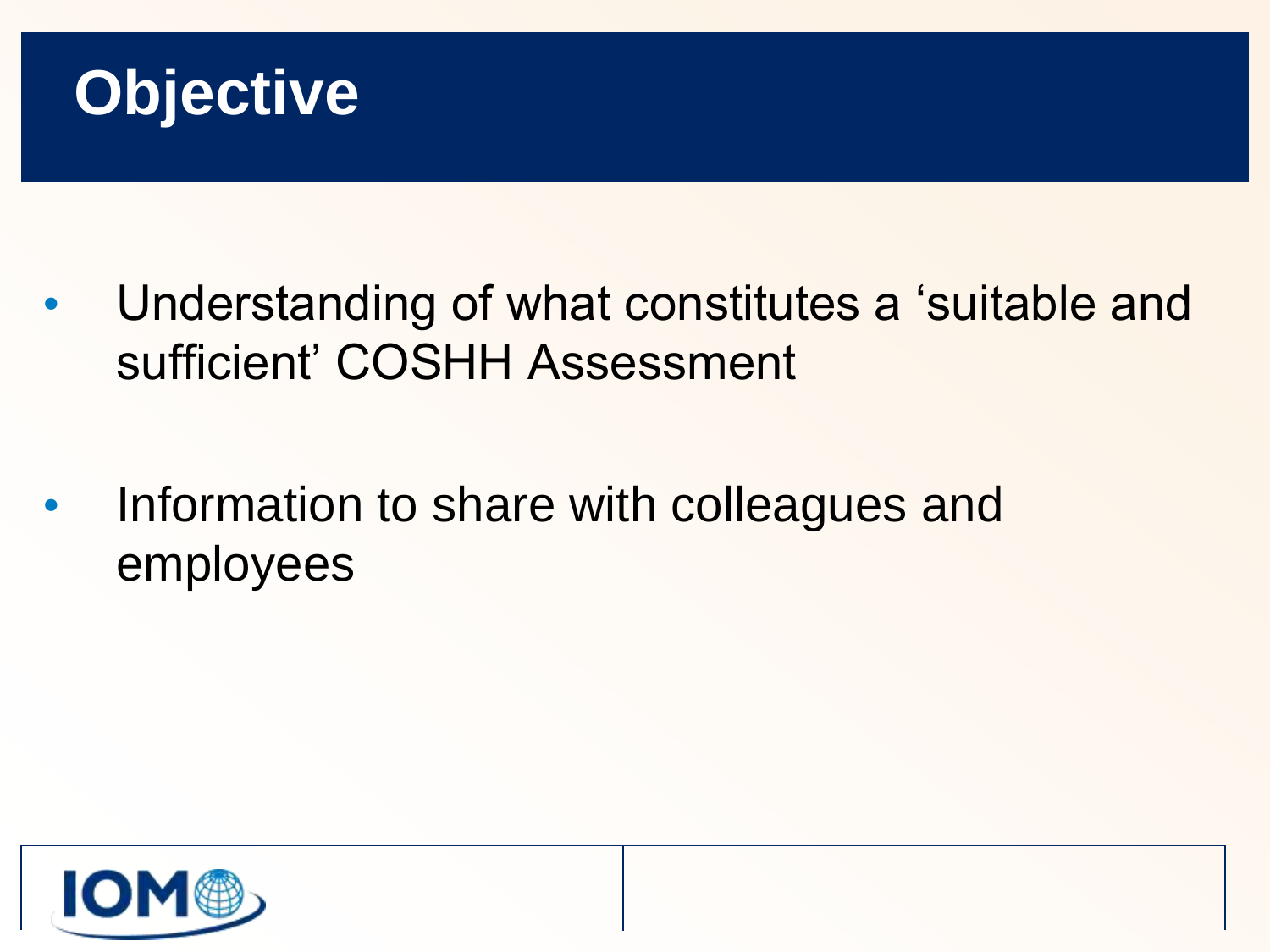# Objective

- Understanding of what constitutes a 'suitable and sufficient' COSHH Assessment
- Information to share with colleagues and employees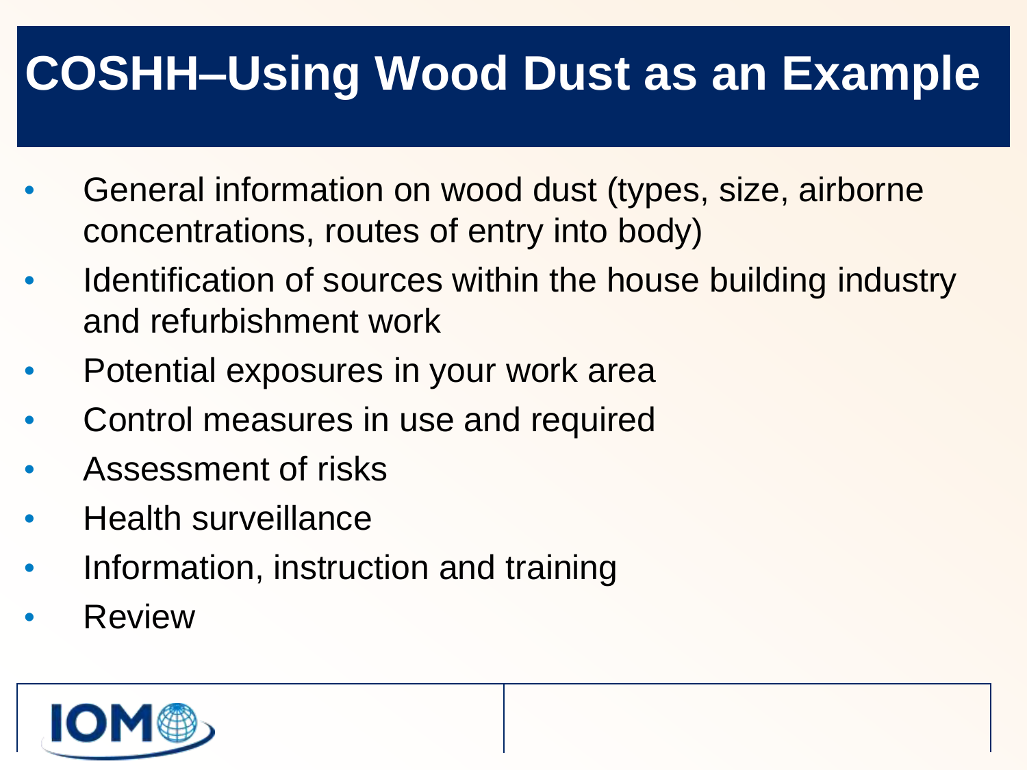# COSHH–Using Wood Dust as an Example

- General information on wood dust (types, size, airborne concentrations, routes of entry into body)
- Identification of sources within the house building industry and refurbishment work
- Potential exposures in your work area
- Control measures in use and required
- Assessment of risks
- Health surveillance
- Information, instruction and training
- Review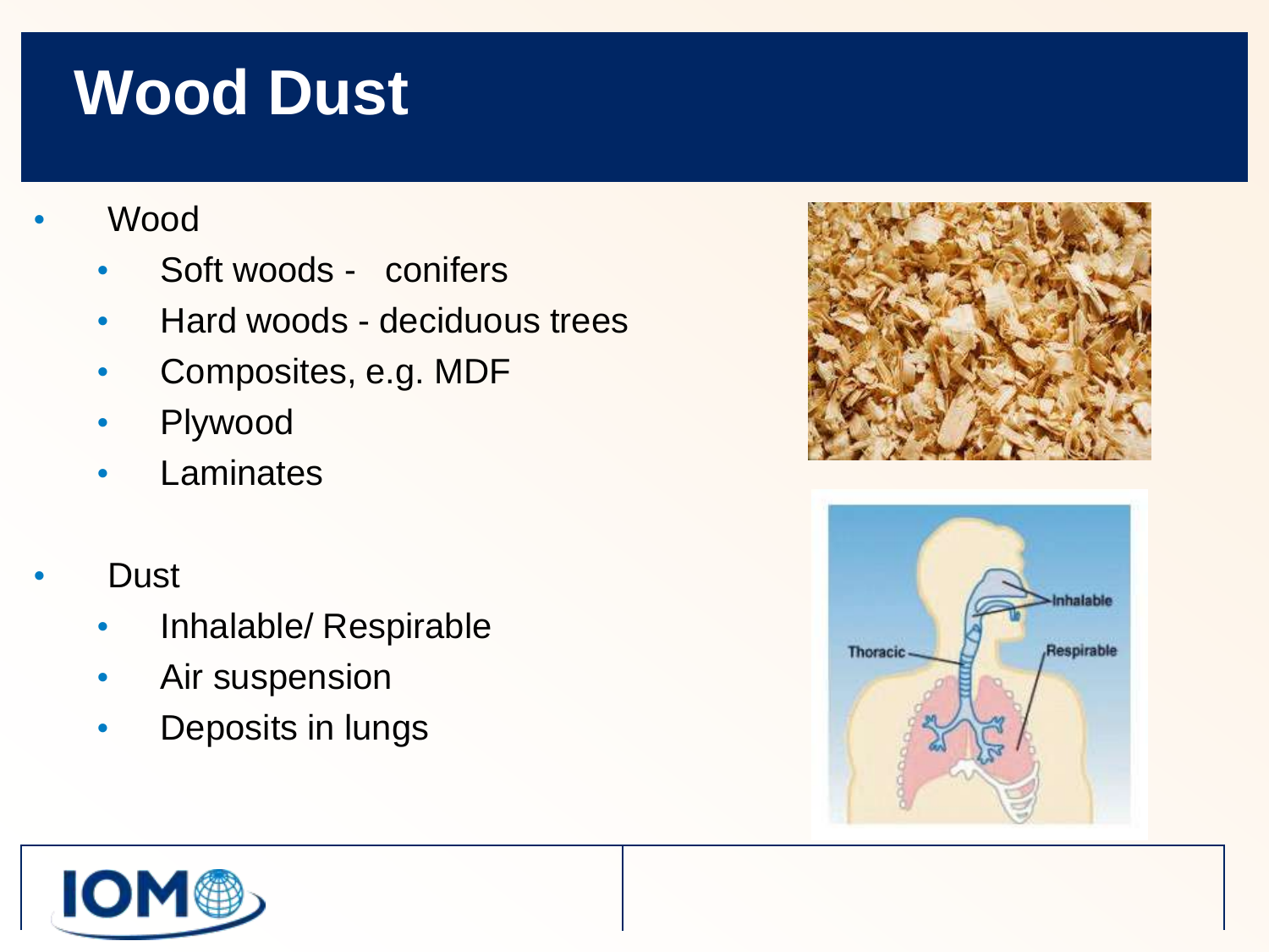# Wood Dust

- Wood
  - Soft woods - conifers
  - Hard woods - deciduous trees
  - Composites, e.g. MDF
  - Plywood
  - Laminates

- Dust
  - Inhalable/ Respirable
  - Air suspension
  - Deposits in lungs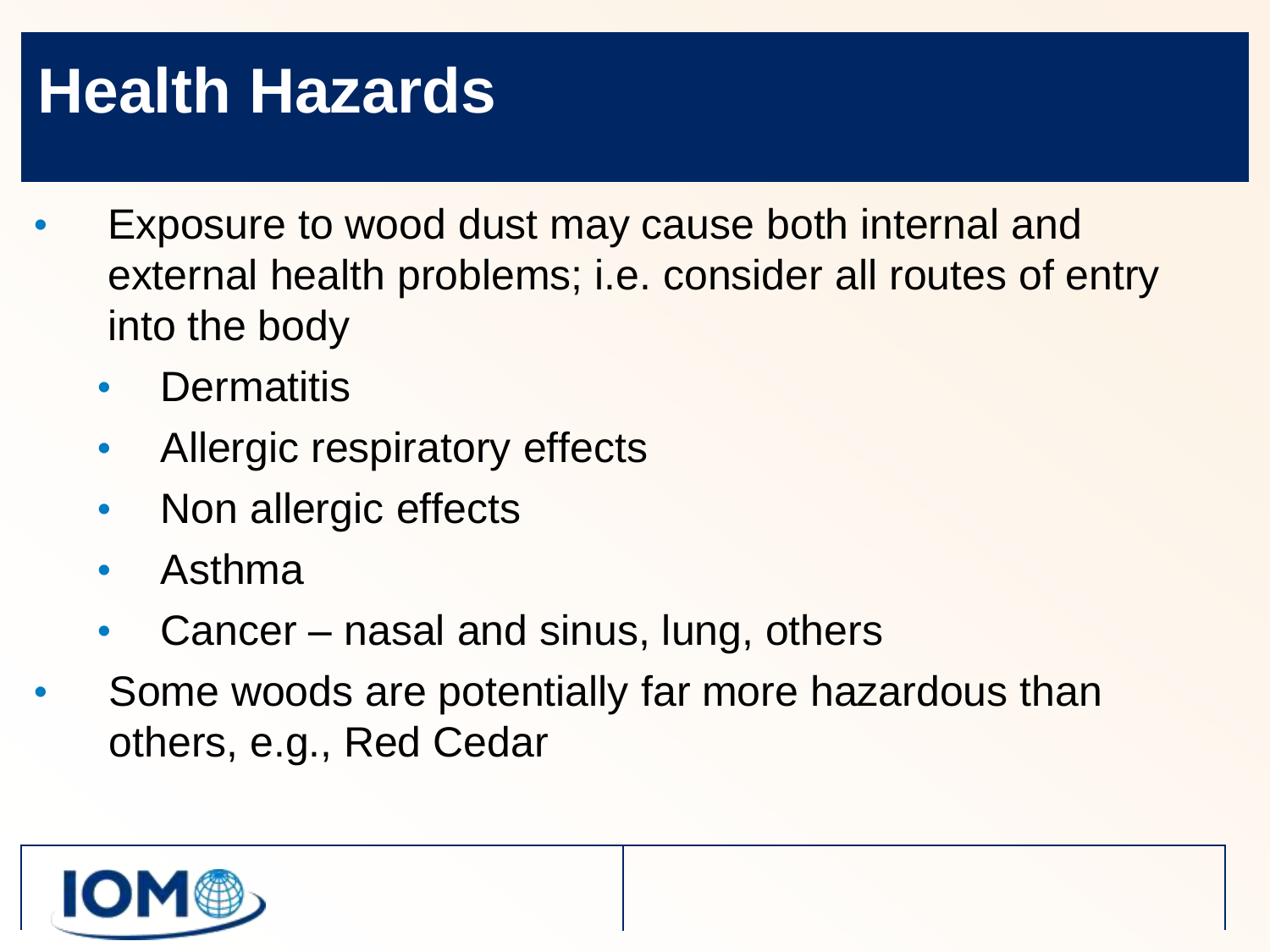# Health Hazards

- Exposure to wood dust may cause both internal and external health problems; i.e. consider all routes of entry into the body
  - Dermatitis
  - Allergic respiratory effects
  - Non allergic effects
  - Asthma
  - Cancer – nasal and sinus, lung, others
- Some woods are potentially far more hazardous than others, e.g., Red Cedar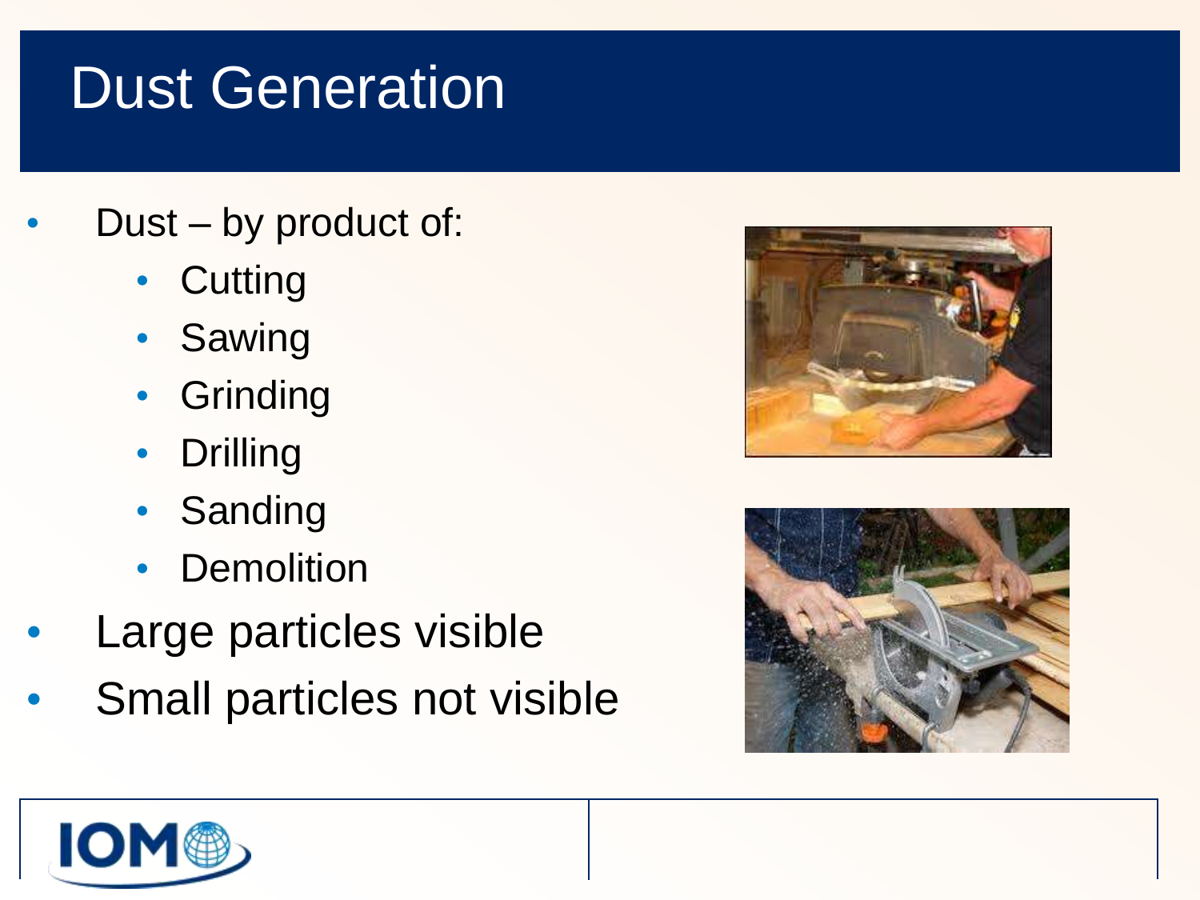# Dust Generation

- Dust – by product of:
  - Cutting
  - Sawing
  - Grinding
  - Drilling
  - Sanding
  - Demolition
- Large particles visible
- Small particles not visible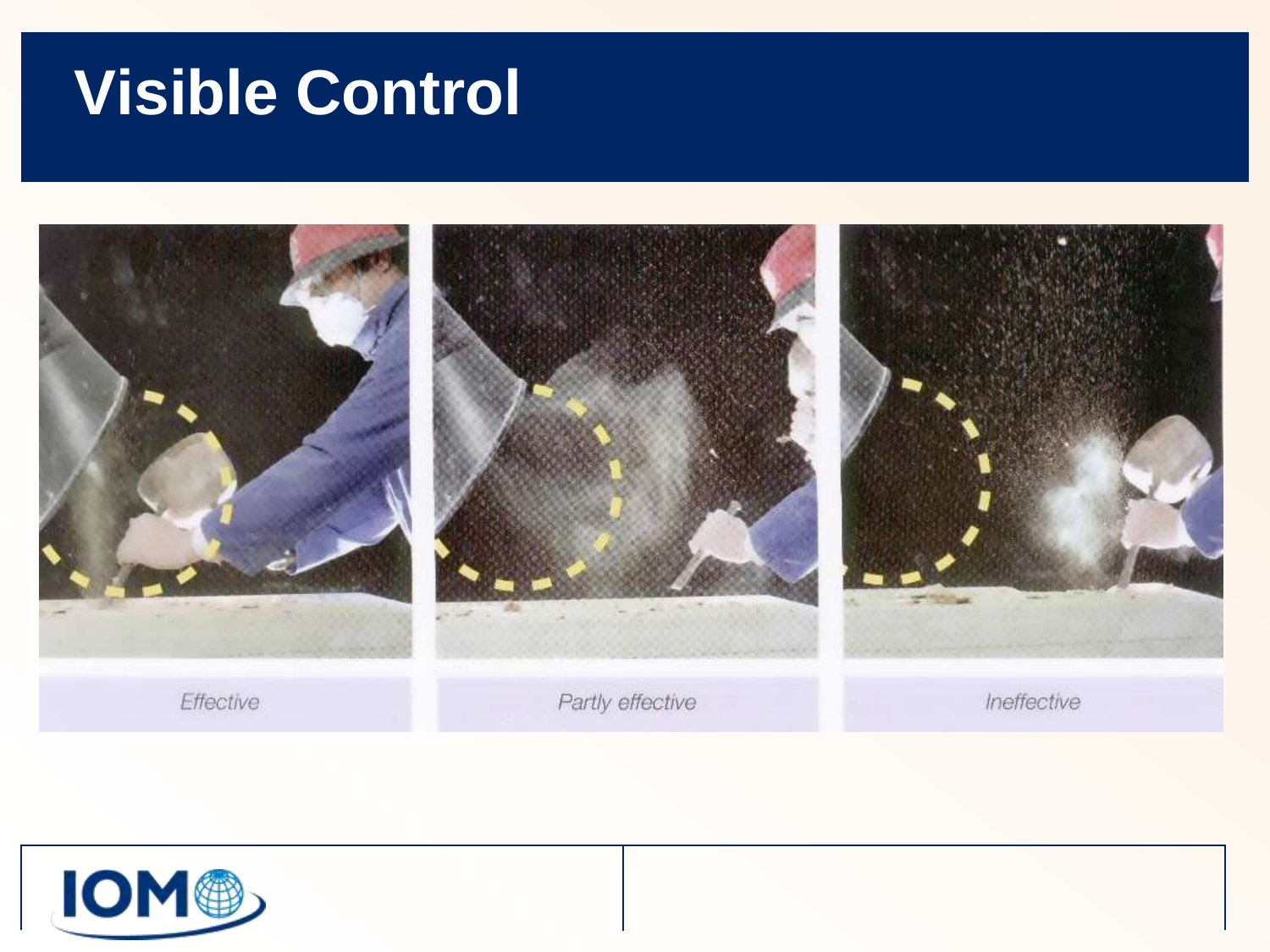# Visible Control

Effective

Partly effective

Ineffective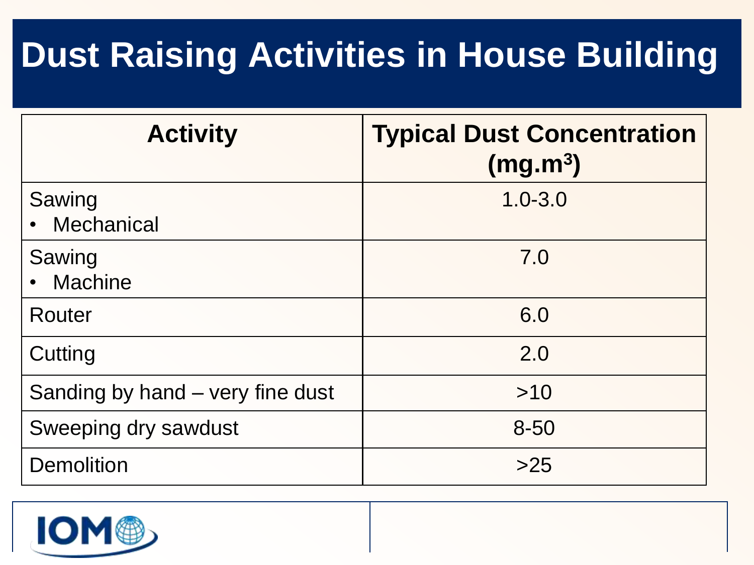# Dust Raising Activities in House Building

| Activity | Typical Dust Concentration (mg.m³) |
|---|---|
| Sawing<br>• Mechanical | 1.0-3.0 |
| Sawing<br>• Machine | 7.0 |
| Router | 6.0 |
| Cutting | 2.0 |
| Sanding by hand – very fine dust | >10 |
| Sweeping dry sawdust | 8-50 |
| Demolition | >25 |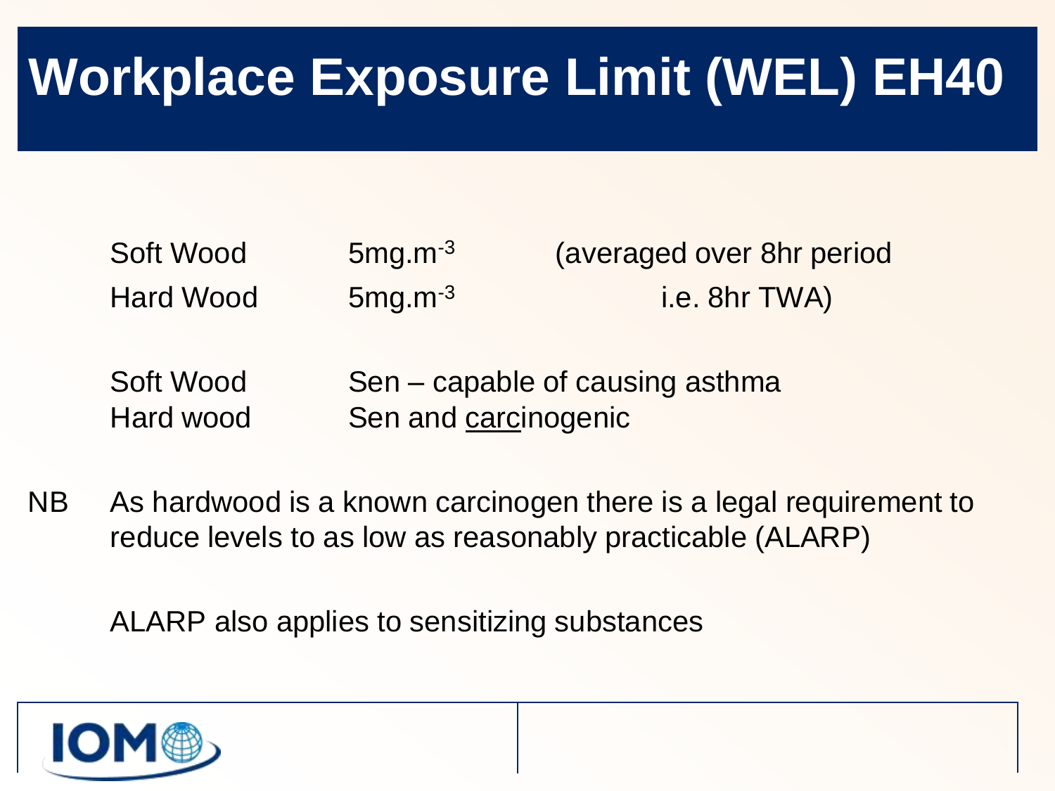# Workplace Exposure Limit (WEL) EH40

| | | |
|---|---|---|
| Soft Wood | $5mg.m^{-3}$ | (averaged over 8hr period |
| Hard Wood | $5mg.m^{-3}$ | i.e. 8hr TWA) |

| | |
|---|---|
| Soft Wood | Sen – capable of causing asthma |
| Hard wood | Sen and carcinogenic |

NB As hardwood is a known carcinogen there is a legal requirement to reduce levels to as low as reasonably practicable (ALARP)

ALARP also applies to sensitizing substances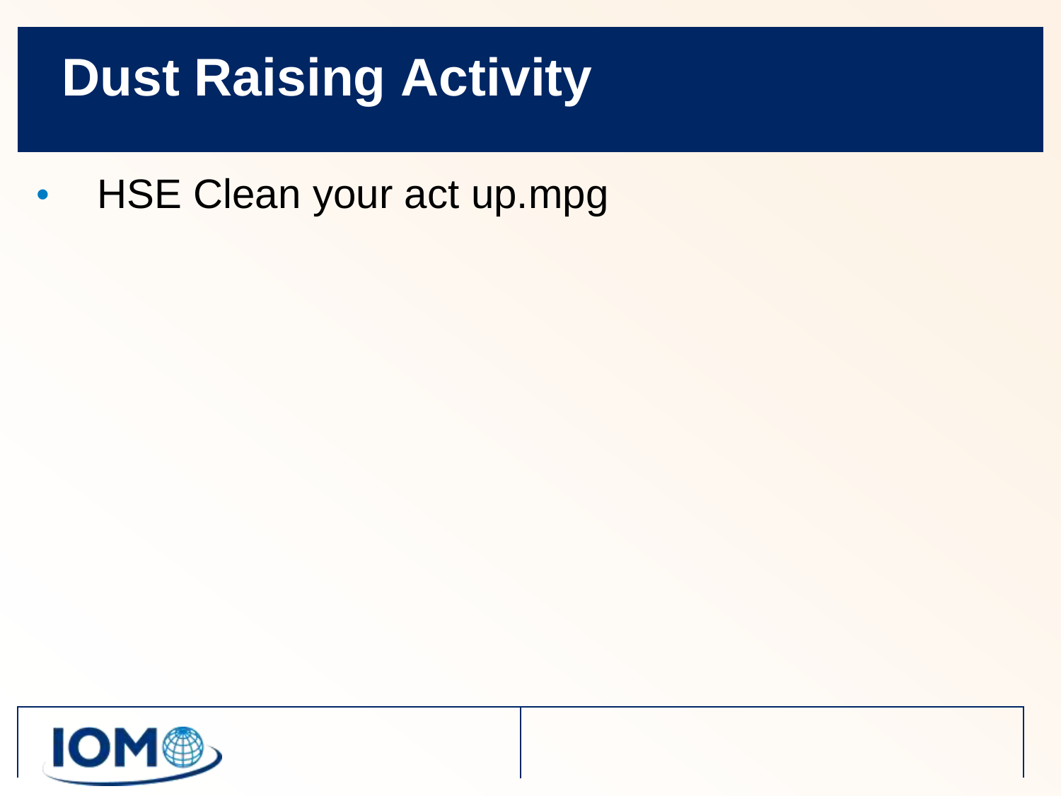# Dust Raising Activity

- HSE Clean your act up.mpg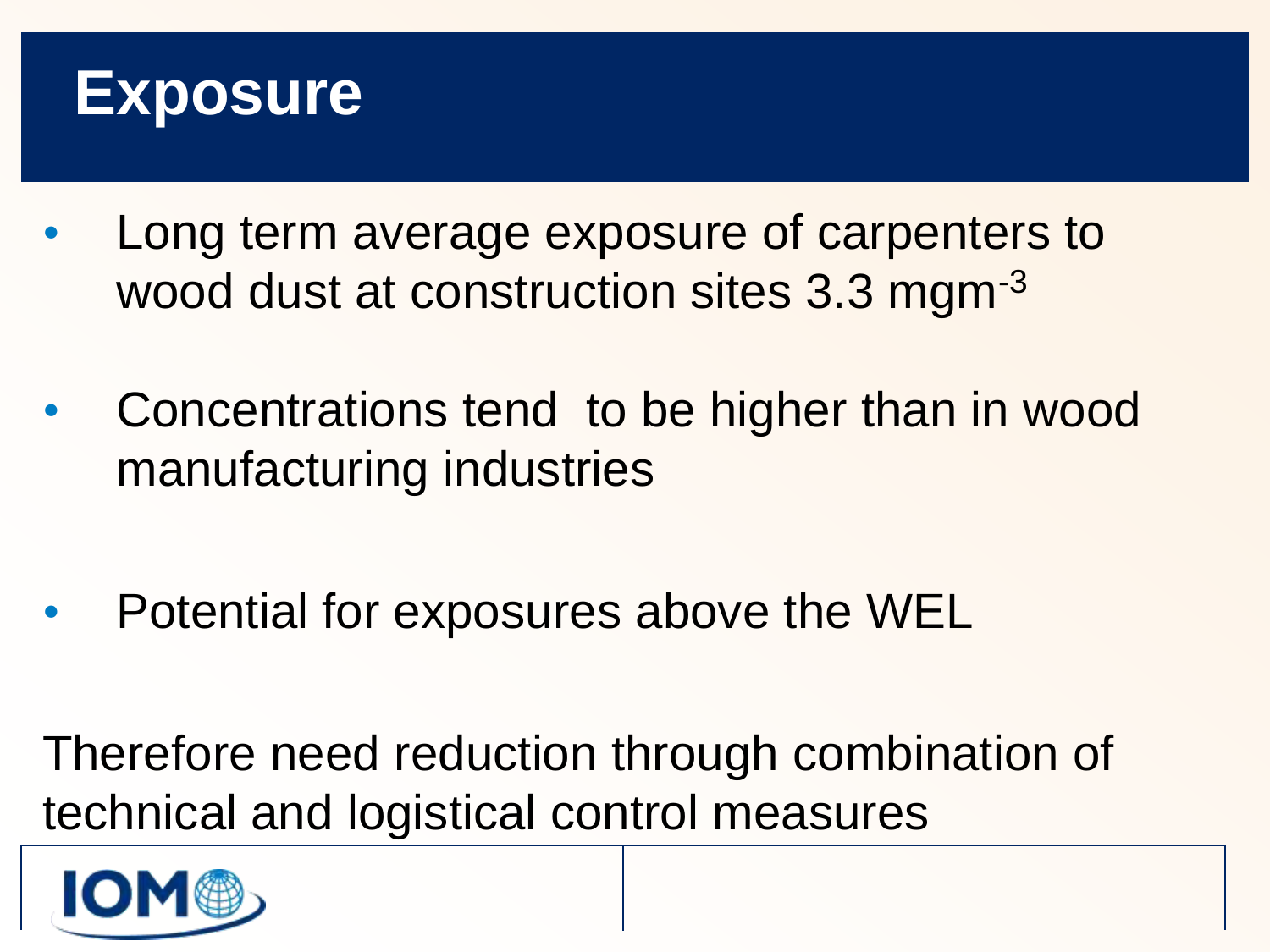# Exposure

- Long term average exposure of carpenters to wood dust at construction sites 3.3 $mgm^{-3}$
- Concentrations tend to be higher than in wood manufacturing industries
- Potential for exposures above the WEL

Therefore need reduction through combination of technical and logistical control measures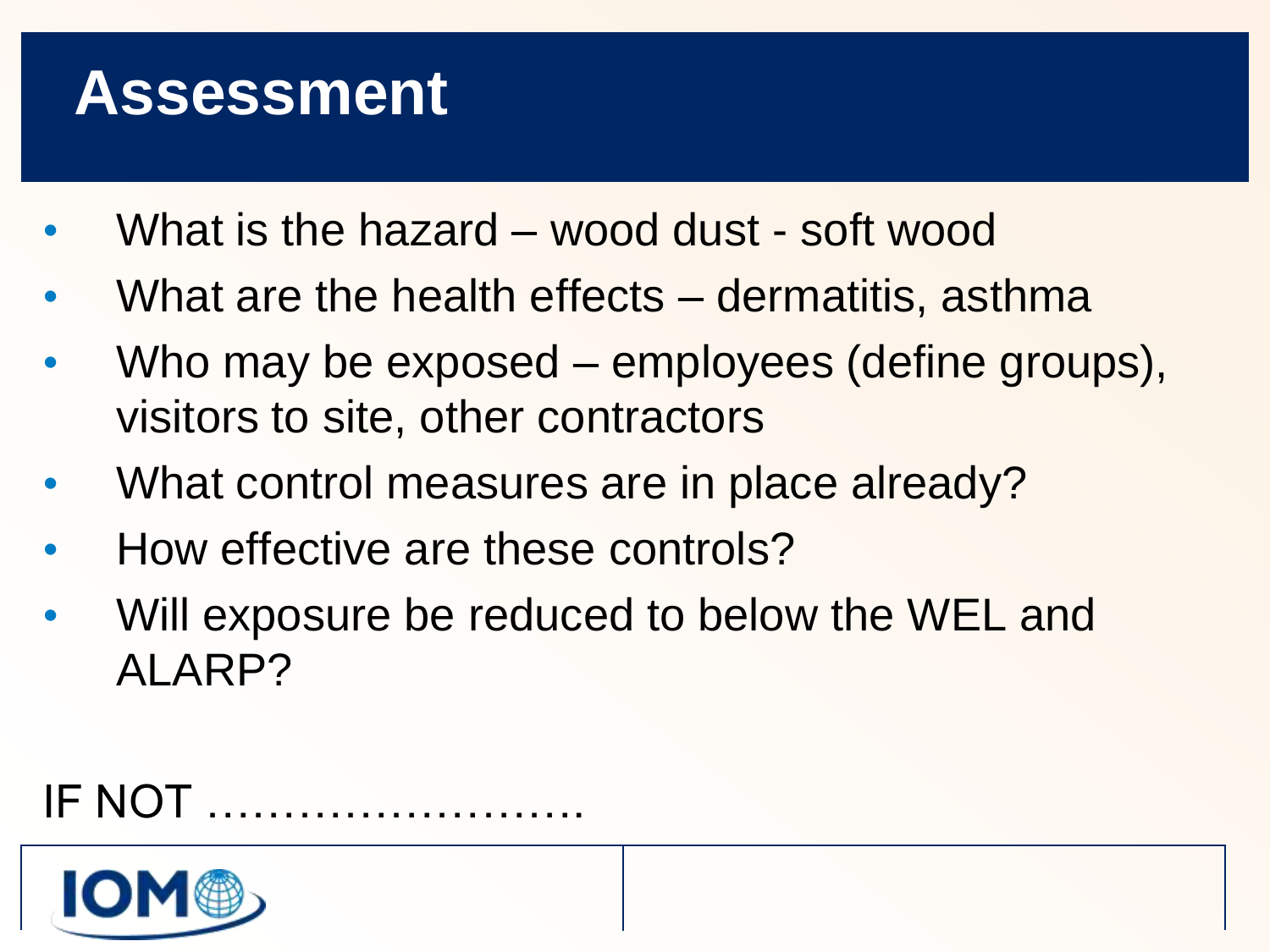# Assessment

- What is the hazard – wood dust - soft wood
- What are the health effects – dermatitis, asthma
- Who may be exposed – employees (define groups), visitors to site, other contractors
- What control measures are in place already?
- How effective are these controls?
- Will exposure be reduced to below the WEL and ALARP?

IF NOT …………………….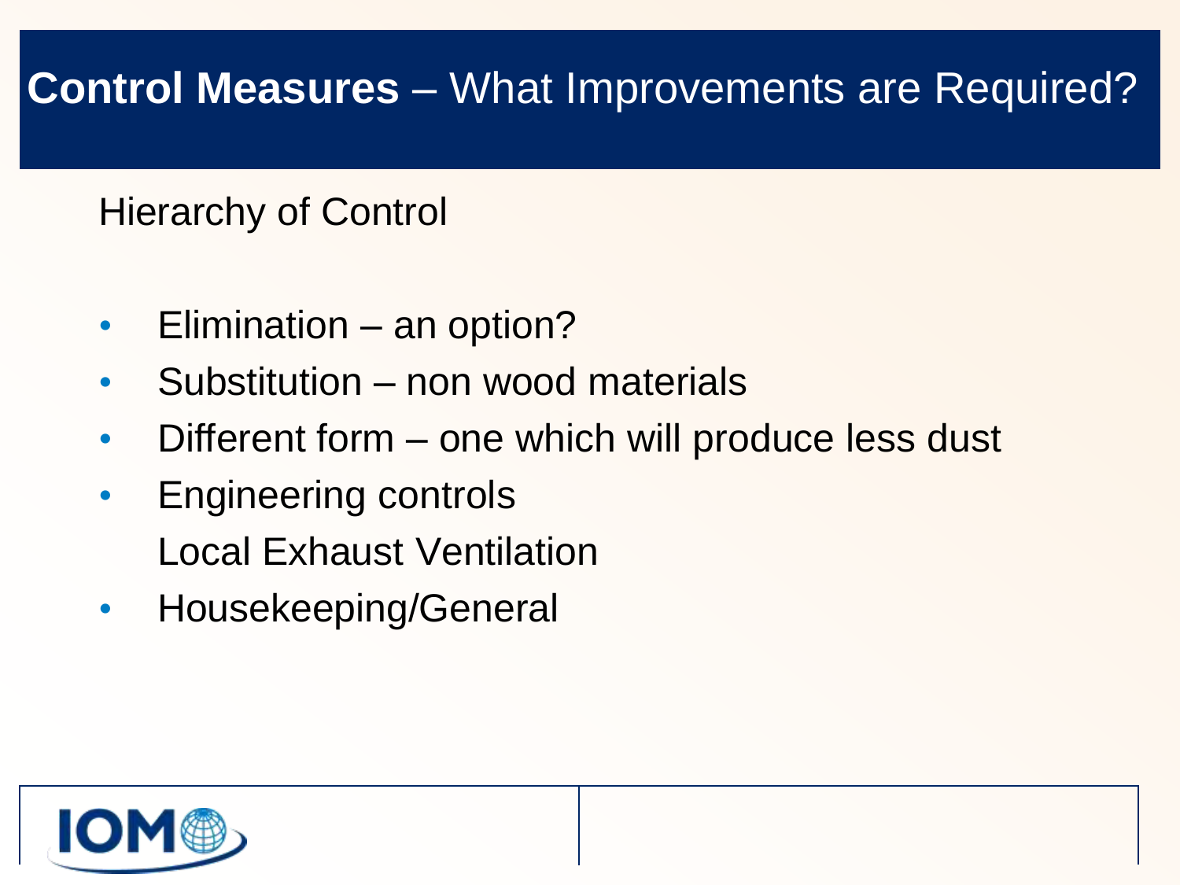# **Control Measures** – What Improvements are Required?

Hierarchy of Control

- Elimination – an option?
- Substitution – non wood materials
- Different form – one which will produce less dust
- Engineering controls
  Local Exhaust Ventilation
- Housekeeping/General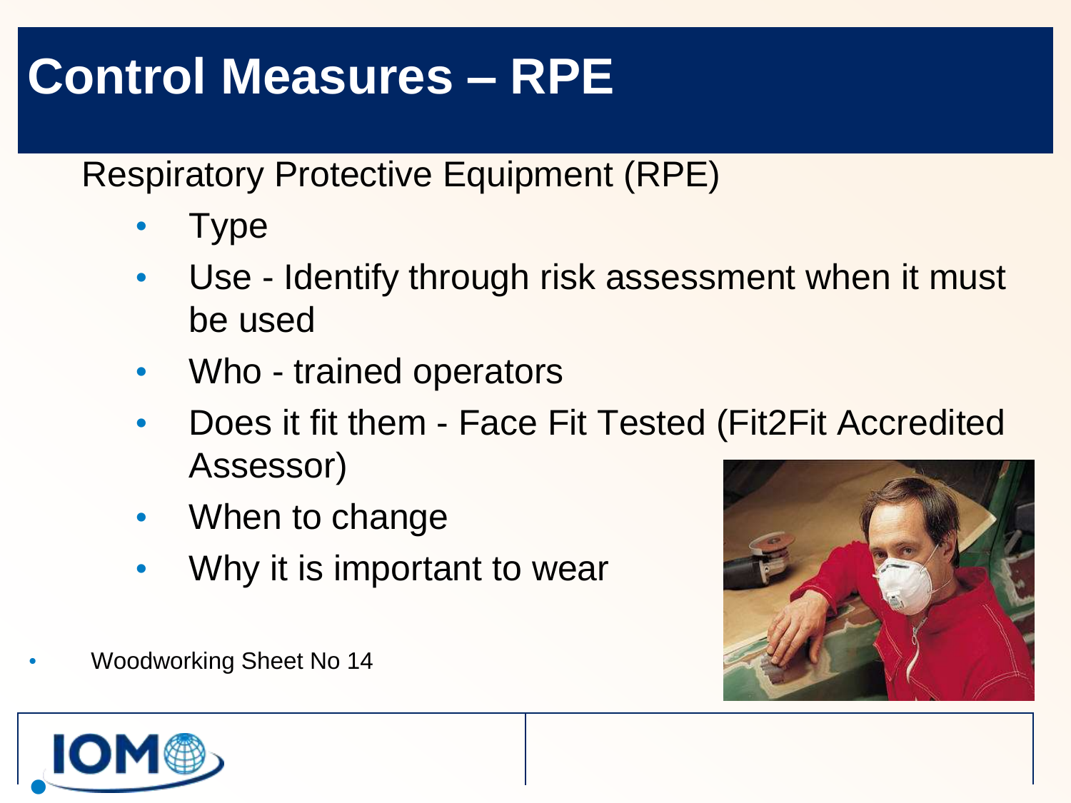# Control Measures – RPE

Respiratory Protective Equipment (RPE)

- Type
- Use - Identify through risk assessment when it must be used
- Who - trained operators
- Does it fit them - Face Fit Tested (Fit2Fit Accredited Assessor)
- When to change
- Why it is important to wear

- Woodworking Sheet No 14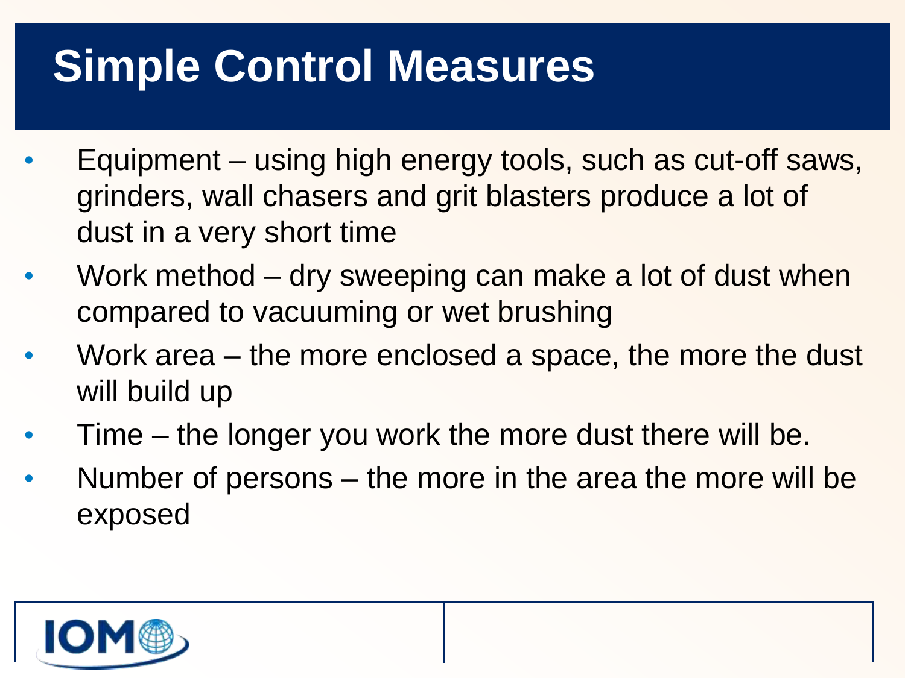# Simple Control Measures

- Equipment – using high energy tools, such as cut-off saws, grinders, wall chasers and grit blasters produce a lot of dust in a very short time
- Work method – dry sweeping can make a lot of dust when compared to vacuuming or wet brushing
- Work area – the more enclosed a space, the more the dust will build up
- Time – the longer you work the more dust there will be.
- Number of persons – the more in the area the more will be exposed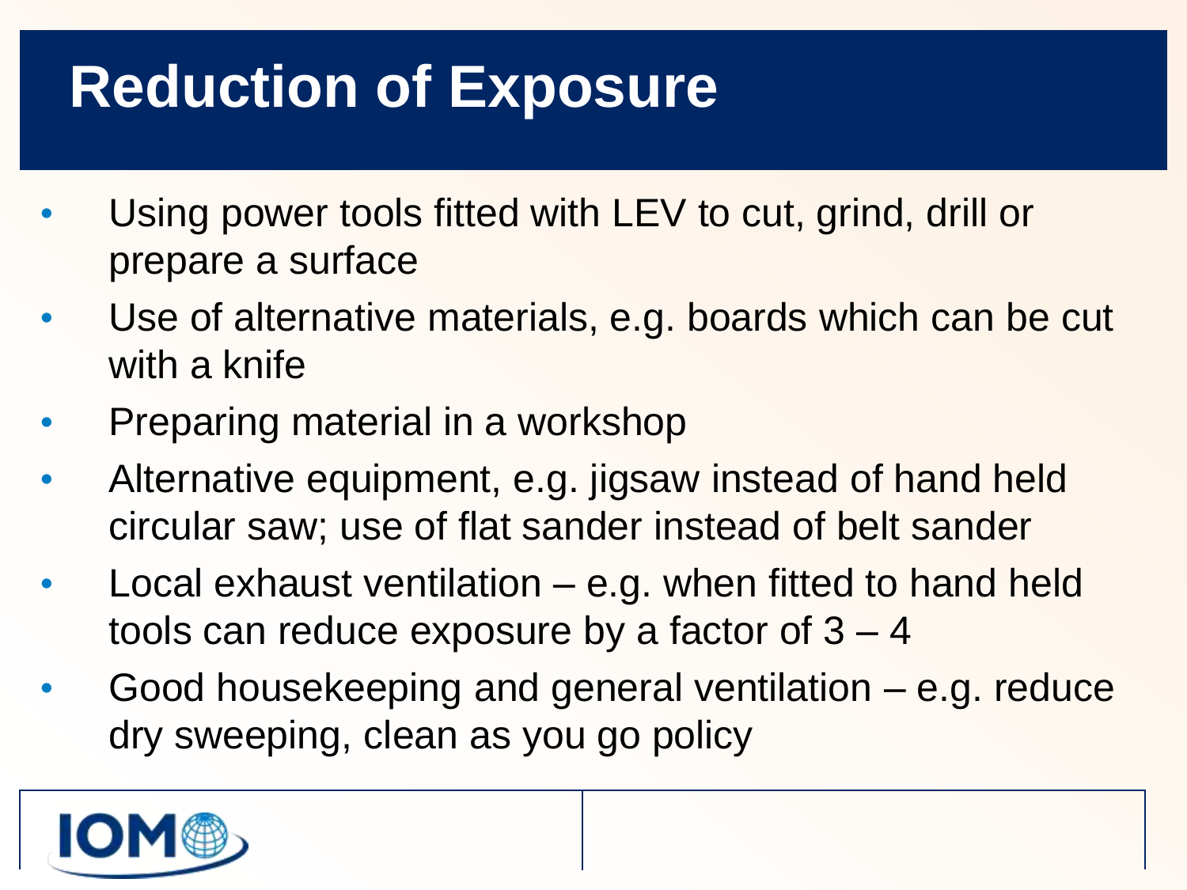# Reduction of Exposure

- Using power tools fitted with LEV to cut, grind, drill or prepare a surface
- Use of alternative materials, e.g. boards which can be cut with a knife
- Preparing material in a workshop
- Alternative equipment, e.g. jigsaw instead of hand held circular saw; use of flat sander instead of belt sander
- Local exhaust ventilation – e.g. when fitted to hand held tools can reduce exposure by a factor of 3 – 4
- Good housekeeping and general ventilation – e.g. reduce dry sweeping, clean as you go policy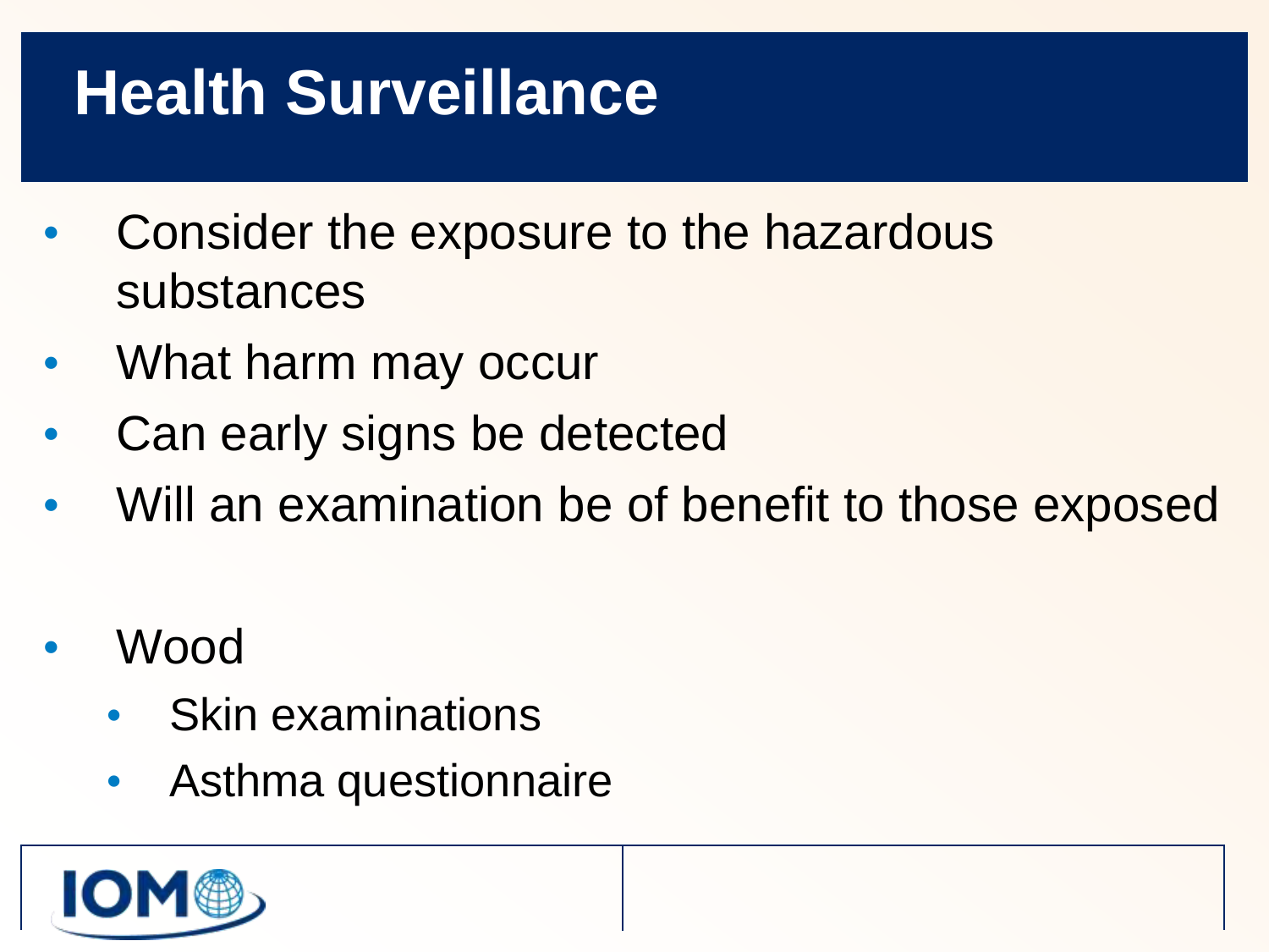# Health Surveillance

- Consider the exposure to the hazardous substances
- What harm may occur
- Can early signs be detected
- Will an examination be of benefit to those exposed

- Wood
  - Skin examinations
  - Asthma questionnaire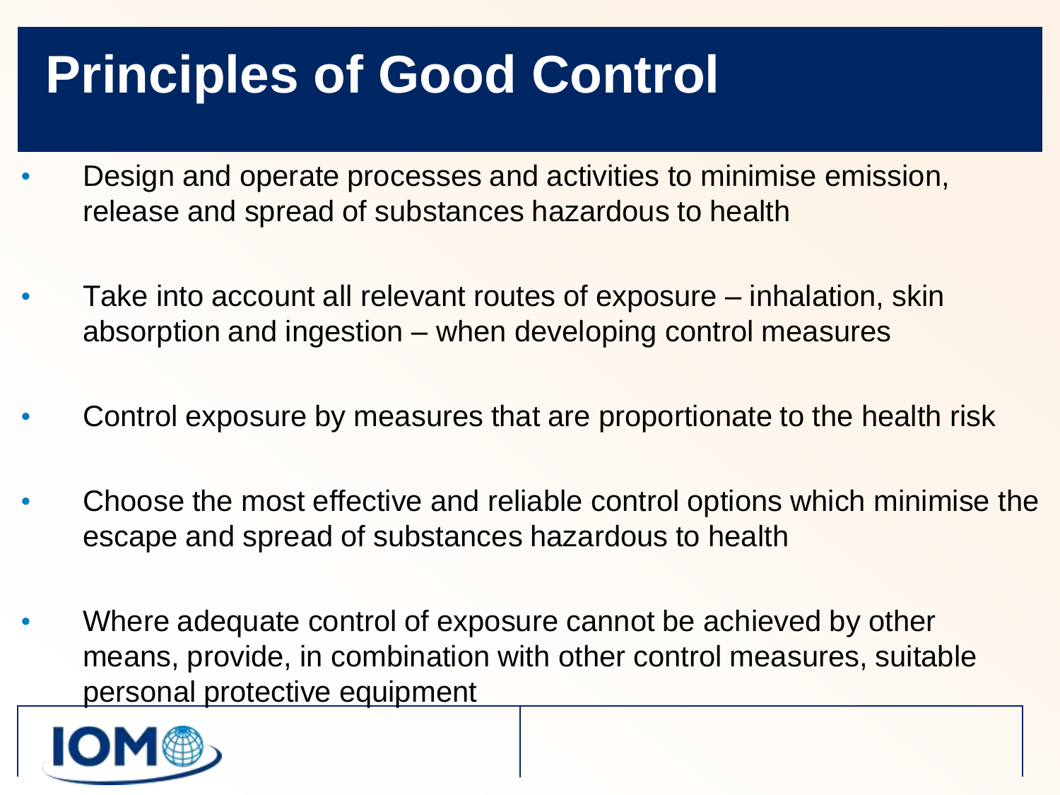# Principles of Good Control

- Design and operate processes and activities to minimise emission, release and spread of substances hazardous to health
- Take into account all relevant routes of exposure – inhalation, skin absorption and ingestion – when developing control measures
- Control exposure by measures that are proportionate to the health risk
- Choose the most effective and reliable control options which minimise the escape and spread of substances hazardous to health
- Where adequate control of exposure cannot be achieved by other means, provide, in combination with other control measures, suitable personal protective equipment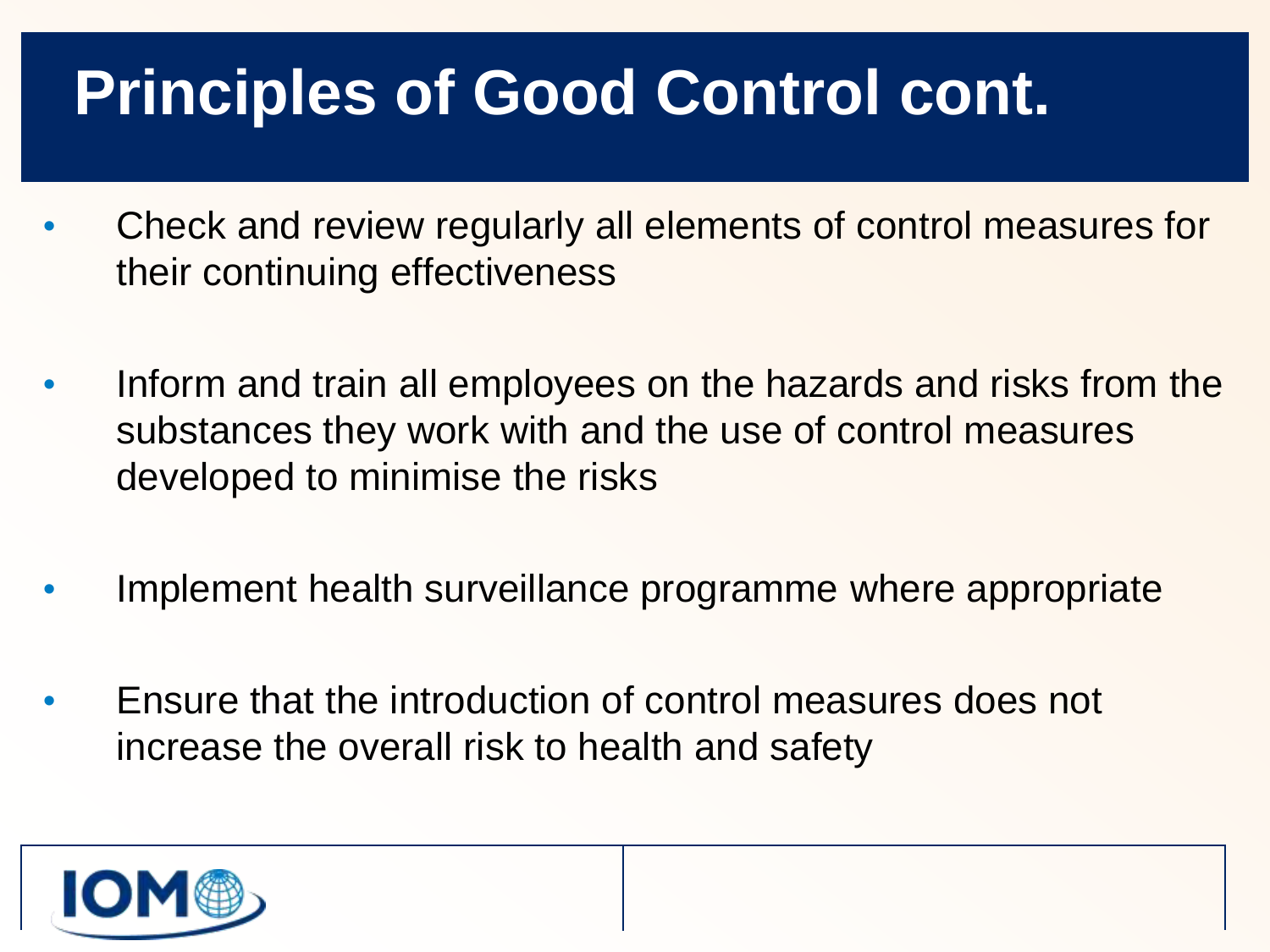# Principles of Good Control cont.

- Check and review regularly all elements of control measures for their continuing effectiveness
- Inform and train all employees on the hazards and risks from the substances they work with and the use of control measures developed to minimise the risks
- Implement health surveillance programme where appropriate
- Ensure that the introduction of control measures does not increase the overall risk to health and safety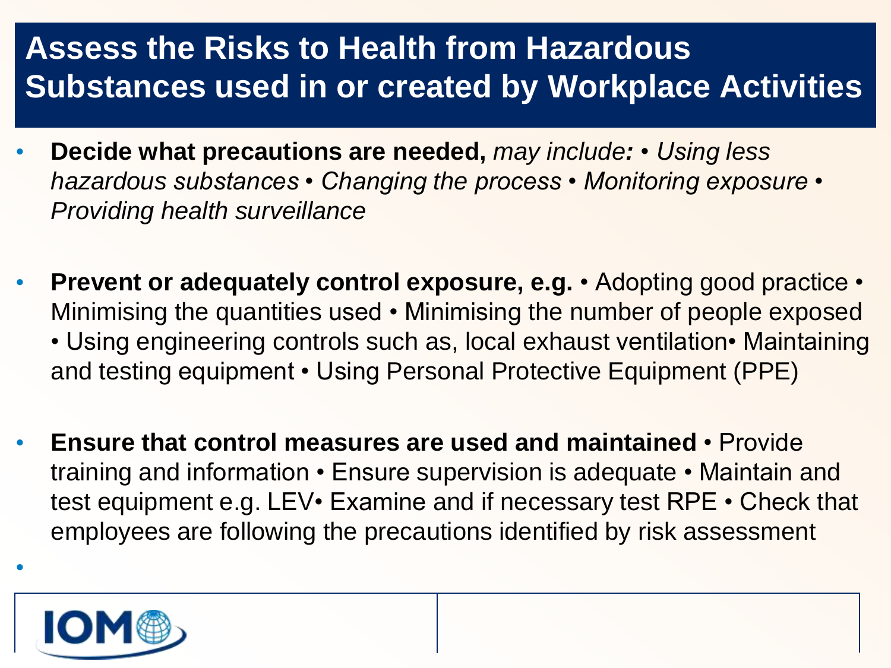# Assess the Risks to Health from Hazardous Substances used in or created by Workplace Activities

- **Decide what precautions are needed,** *may include: • Using less hazardous substances • Changing the process • Monitoring exposure • Providing health surveillance*

- **Prevent or adequately control exposure, e.g.** • Adopting good practice • Minimising the quantities used • Minimising the number of people exposed • Using engineering controls such as, local exhaust ventilation• Maintaining and testing equipment • Using Personal Protective Equipment (PPE)

- **Ensure that control measures are used and maintained** • Provide training and information • Ensure supervision is adequate • Maintain and test equipment e.g. LEV• Examine and if necessary test RPE • Check that employees are following the precautions identified by risk assessment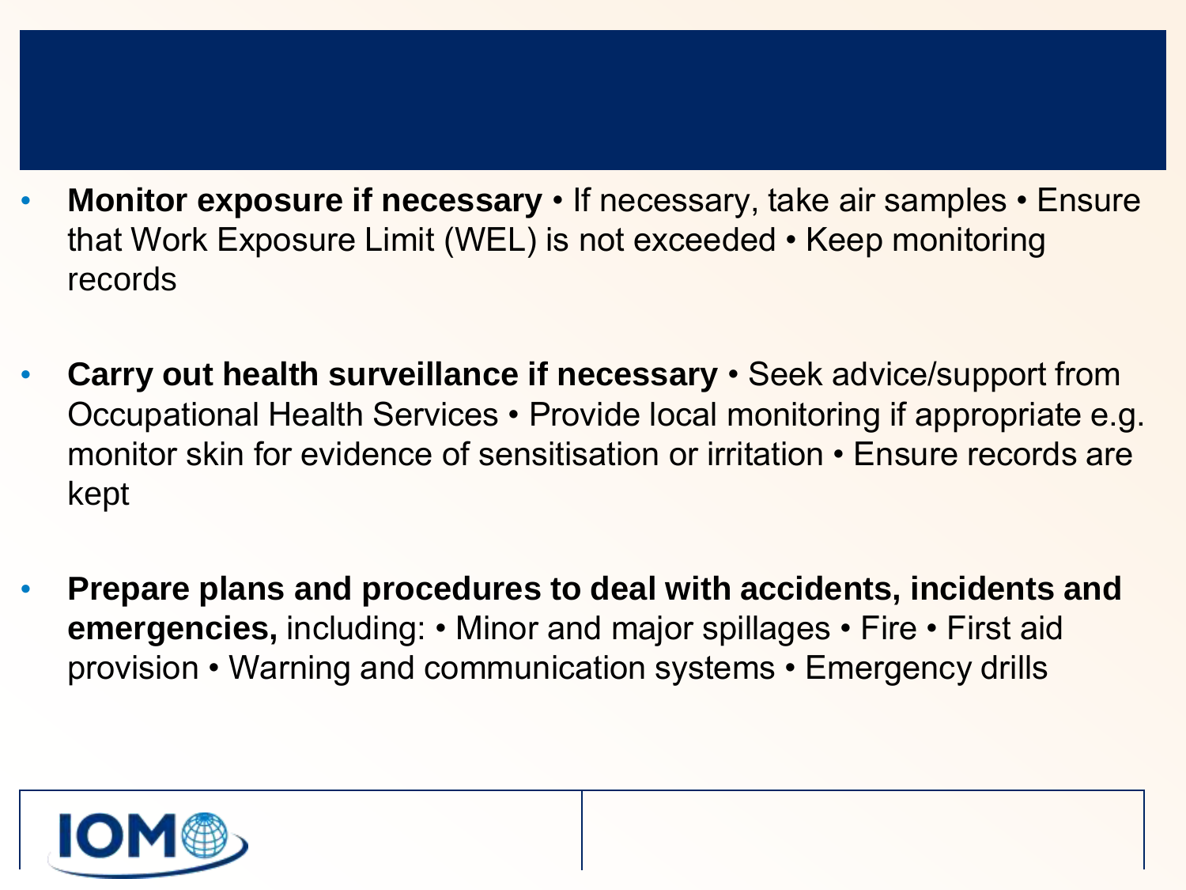- **Monitor exposure if necessary** • If necessary, take air samples • Ensure that Work Exposure Limit (WEL) is not exceeded • Keep monitoring records

- **Carry out health surveillance if necessary** • Seek advice/support from Occupational Health Services • Provide local monitoring if appropriate e.g. monitor skin for evidence of sensitisation or irritation • Ensure records are kept

- **Prepare plans and procedures to deal with accidents, incidents and emergencies,** including: • Minor and major spillages • Fire • First aid provision • Warning and communication systems • Emergency drills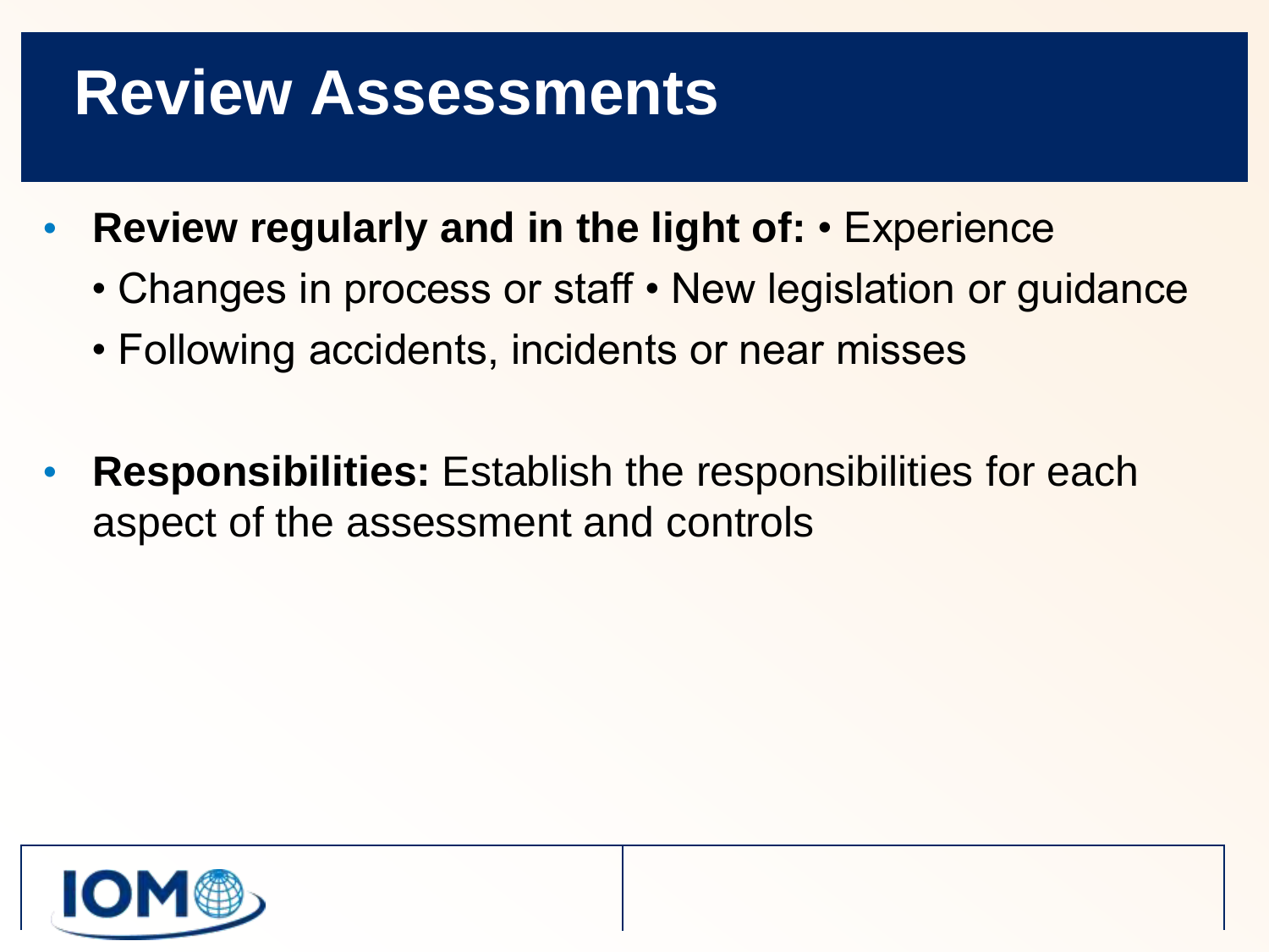# Review Assessments

- **Review regularly and in the light of:** • Experience
  • Changes in process or staff • New legislation or guidance
  • Following accidents, incidents or near misses

- **Responsibilities:** Establish the responsibilities for each aspect of the assessment and controls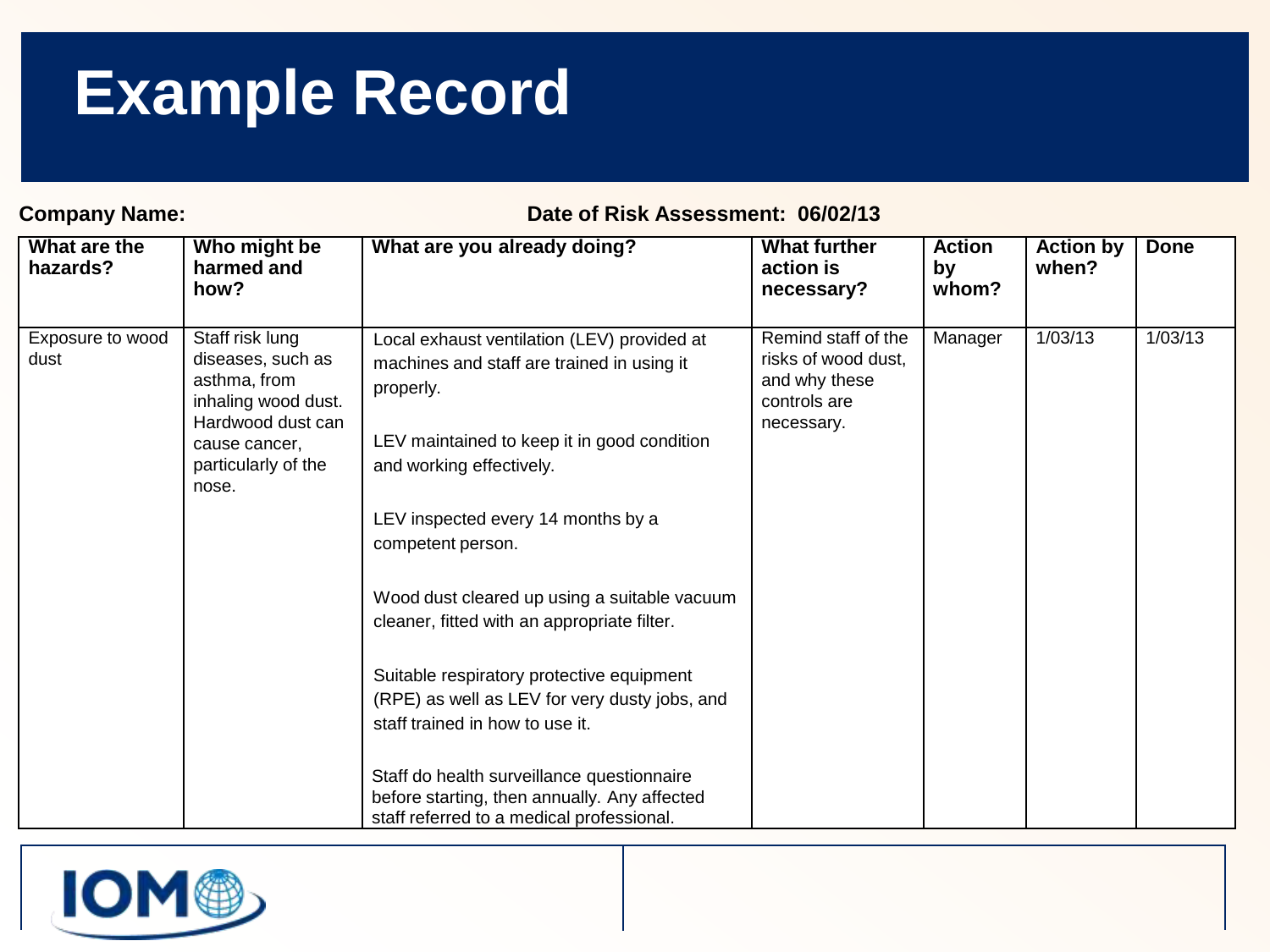# Example Record

**Company Name:** **Date of Risk Assessment: 06/02/13**

| What are the hazards? | Who might be harmed and how? | What are you already doing? | What further action is necessary? | Action by whom? | Action by when? | Done |
|---|---|---|---|---|---|---|
| Exposure to wood dust | Staff risk lung diseases, such as asthma, from inhaling wood dust. Hardwood dust can cause cancer, particularly of the nose. | Local exhaust ventilation (LEV) provided at machines and staff are trained in using it properly.<br><br>LEV maintained to keep it in good condition and working effectively.<br><br>LEV inspected every 14 months by a competent person.<br><br>Wood dust cleared up using a suitable vacuum cleaner, fitted with an appropriate filter.<br><br>Suitable respiratory protective equipment (RPE) as well as LEV for very dusty jobs, and staff trained in how to use it.<br><br>Staff do health surveillance questionnaire before starting, then annually. Any affected staff referred to a medical professional. | Remind staff of the risks of wood dust, and why these controls are necessary. | Manager | 1/03/13 | 1/03/13 |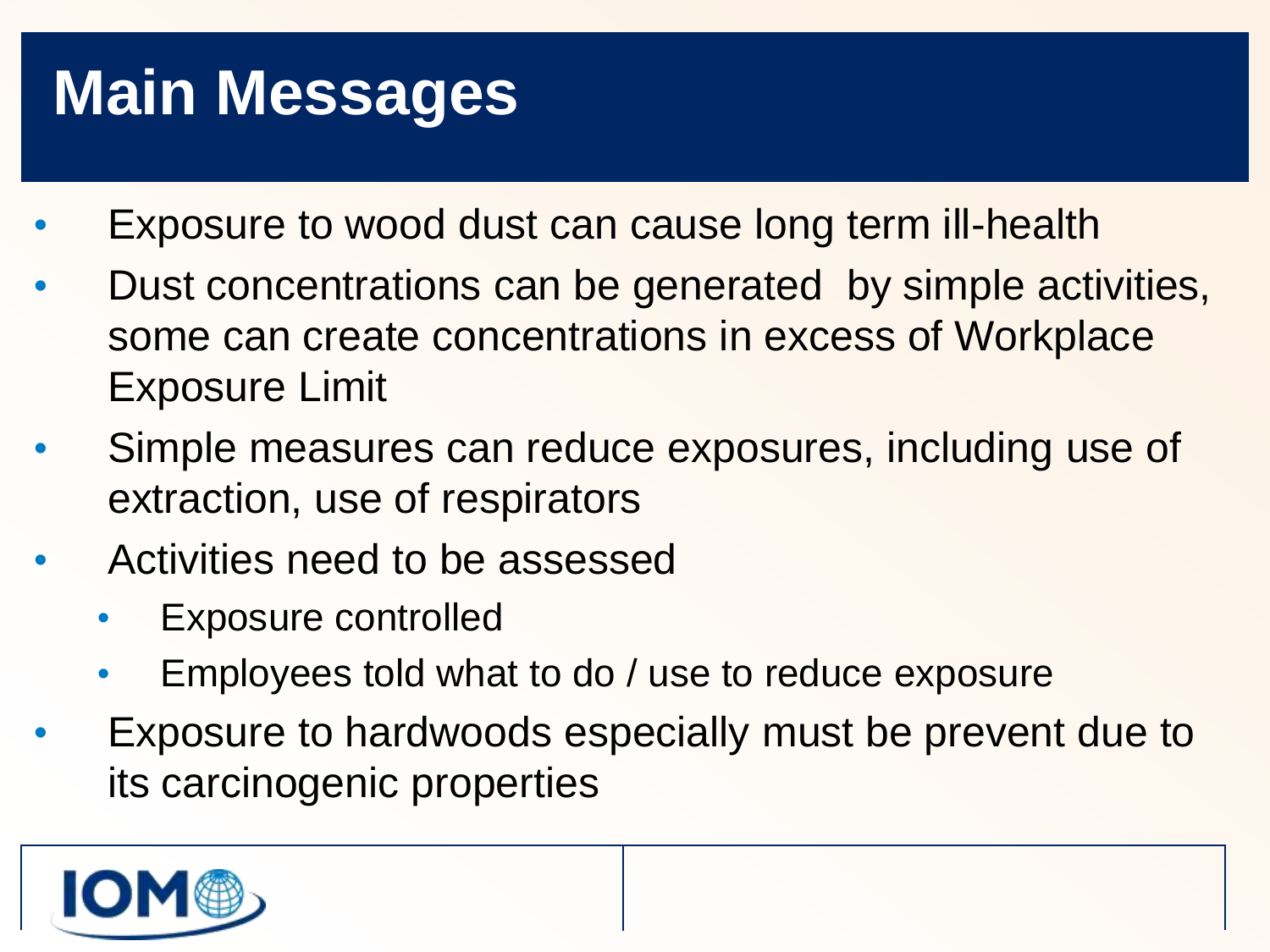# Main Messages

- Exposure to wood dust can cause long term ill-health
- Dust concentrations can be generated  by simple activities, some can create concentrations in excess of Workplace Exposure Limit
- Simple measures can reduce exposures, including use of extraction, use of respirators
- Activities need to be assessed
  - Exposure controlled
  - Employees told what to do / use to reduce exposure
- Exposure to hardwoods especially must be prevent due to its carcinogenic properties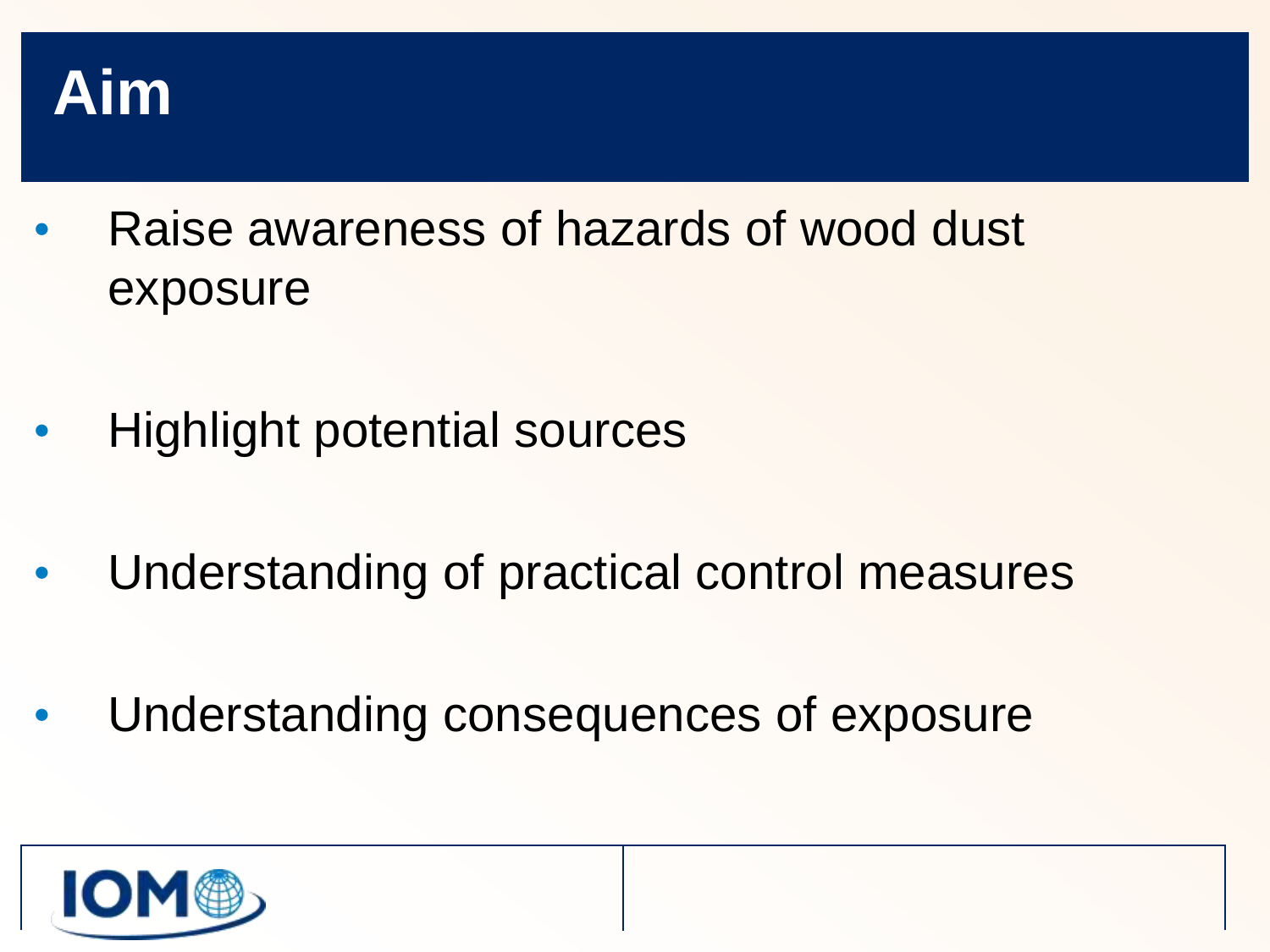# Aim

- Raise awareness of hazards of wood dust exposure
- Highlight potential sources
- Understanding of practical control measures
- Understanding consequences of exposure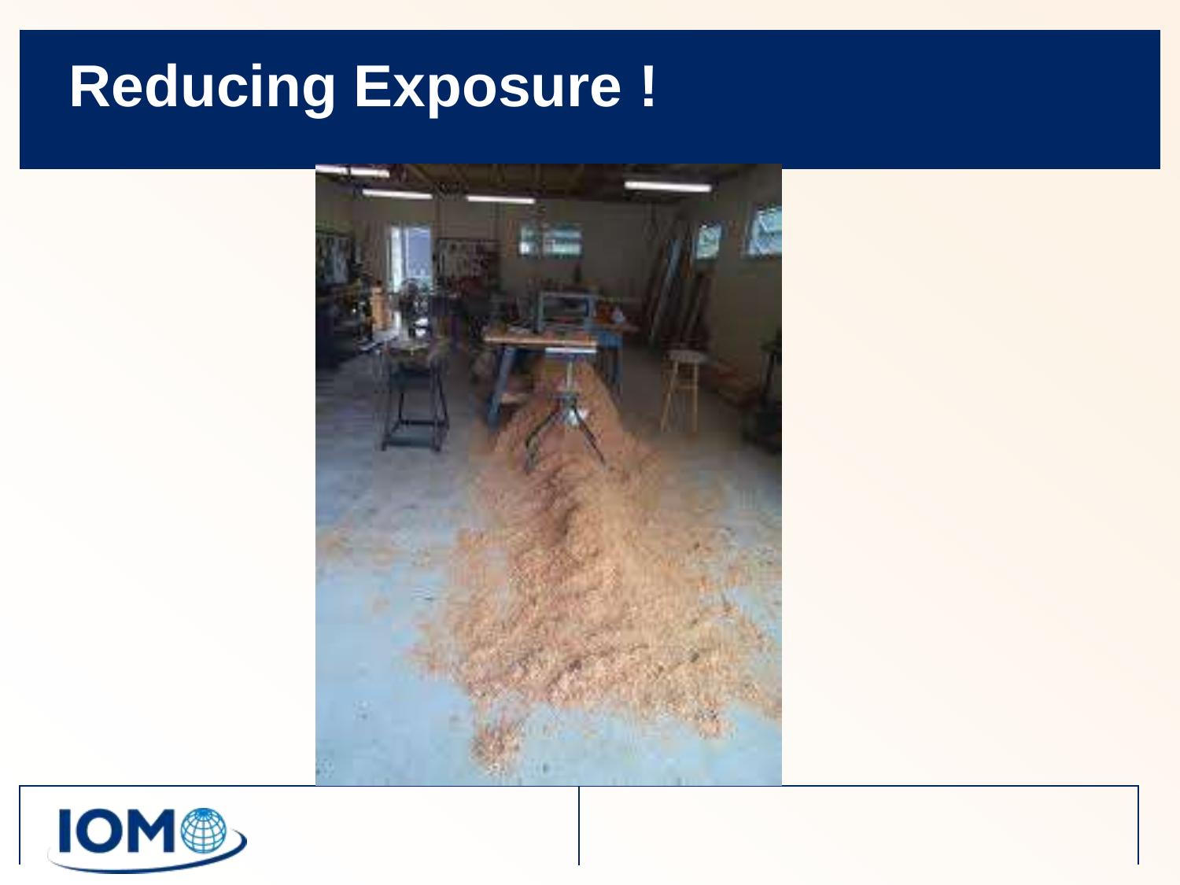# Reducing Exposure !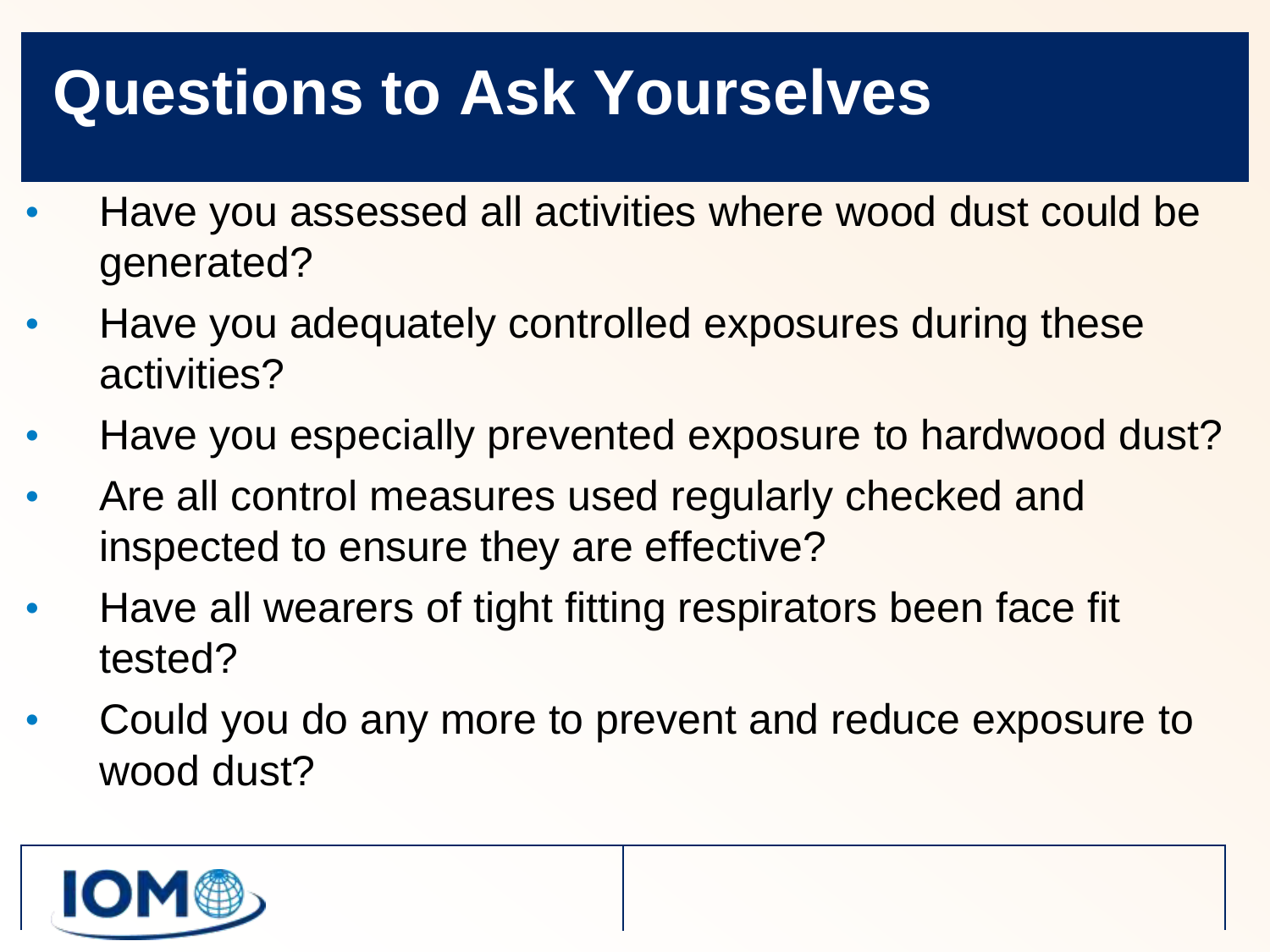# Questions to Ask Yourselves

- Have you assessed all activities where wood dust could be generated?
- Have you adequately controlled exposures during these activities?
- Have you especially prevented exposure to hardwood dust?
- Are all control measures used regularly checked and inspected to ensure they are effective?
- Have all wearers of tight fitting respirators been face fit tested?
- Could you do any more to prevent and reduce exposure to wood dust?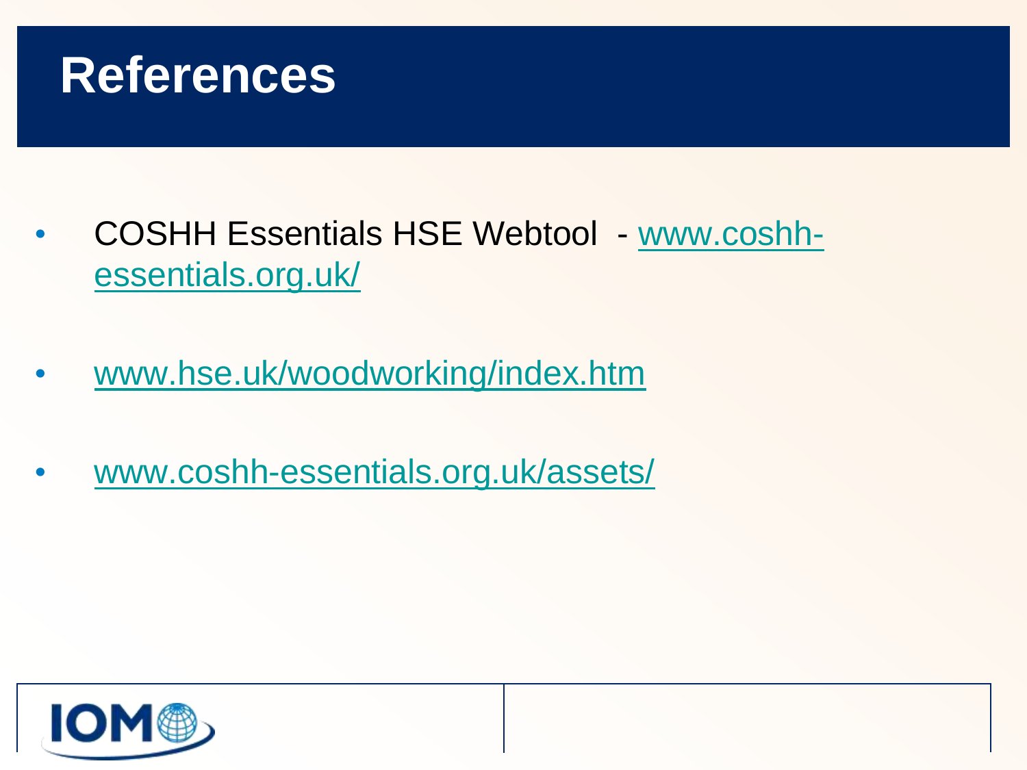# References

- COSHH Essentials HSE Webtool - www.coshh-essentials.org.uk/
- www.hse.uk/woodworking/index.htm
- www.coshh-essentials.org.uk/assets/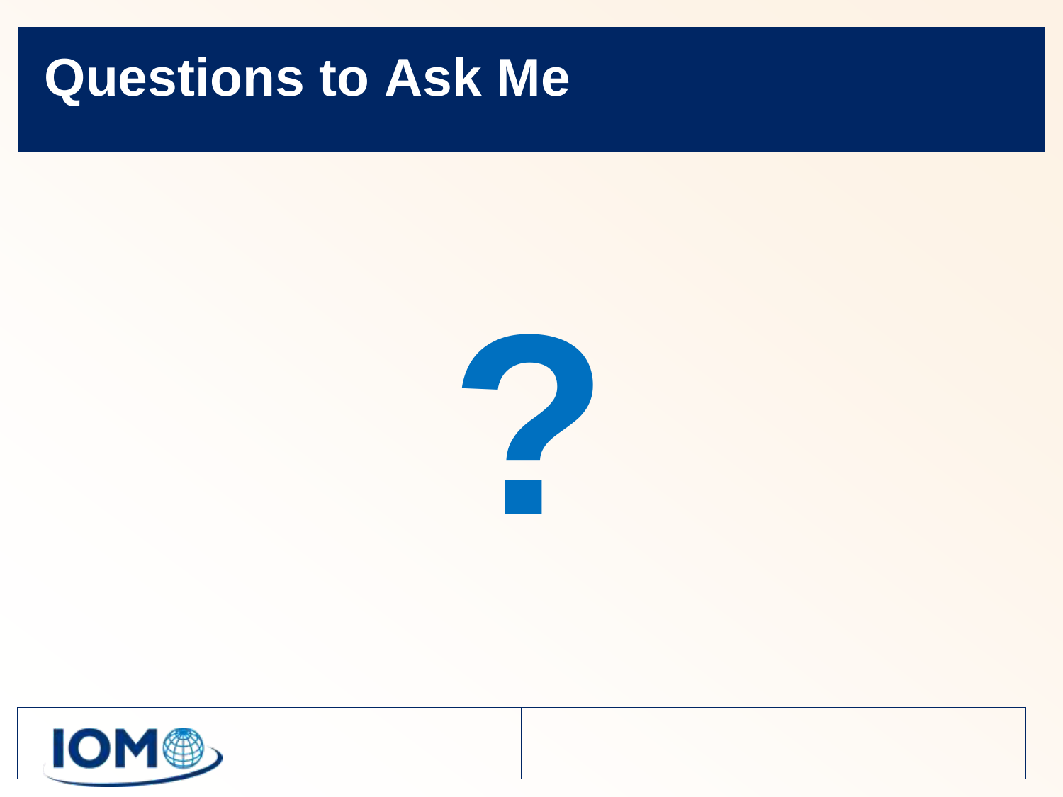# Questions to Ask Me

?